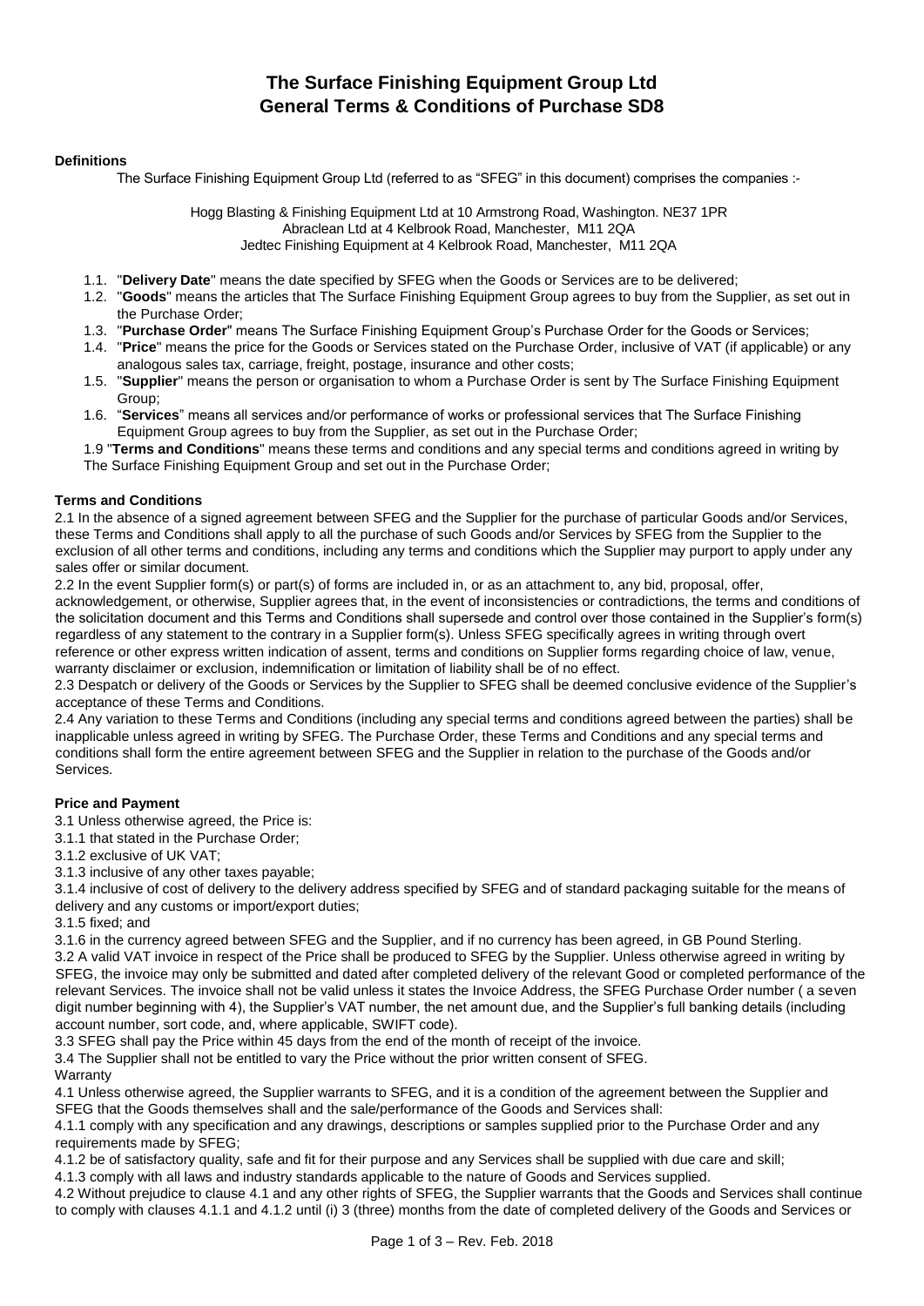# The Surface Finishing Equipment Group Ltd
# General Terms & Conditions of Purchase SD8

**Definitions**

The Surface Finishing Equipment Group Ltd (referred to as "SFEG" in this document) comprises the companies :-

Hogg Blasting & Finishing Equipment Ltd at 10 Armstrong Road, Washington. NE37 1PR
Abraclean Ltd at 4 Kelbrook Road, Manchester, M11 2QA
Jedtec Finishing Equipment at 4 Kelbrook Road, Manchester, M11 2QA

1.1. "**Delivery Date**" means the date specified by SFEG when the Goods or Services are to be delivered;
1.2. "**Goods**" means the articles that The Surface Finishing Equipment Group agrees to buy from the Supplier, as set out in the Purchase Order;
1.3. "**Purchase Order**" means The Surface Finishing Equipment Group's Purchase Order for the Goods or Services;
1.4. "**Price**" means the price for the Goods or Services stated on the Purchase Order, inclusive of VAT (if applicable) or any analogous sales tax, carriage, freight, postage, insurance and other costs;
1.5. "**Supplier**" means the person or organisation to whom a Purchase Order is sent by The Surface Finishing Equipment Group;
1.6. "**Services**" means all services and/or performance of works or professional services that The Surface Finishing Equipment Group agrees to buy from the Supplier, as set out in the Purchase Order;

1.9 "**Terms and Conditions**" means these terms and conditions and any special terms and conditions agreed in writing by The Surface Finishing Equipment Group and set out in the Purchase Order;

**Terms and Conditions**

2.1 In the absence of a signed agreement between SFEG and the Supplier for the purchase of particular Goods and/or Services, these Terms and Conditions shall apply to all the purchase of such Goods and/or Services by SFEG from the Supplier to the exclusion of all other terms and conditions, including any terms and conditions which the Supplier may purport to apply under any sales offer or similar document.

2.2 In the event Supplier form(s) or part(s) of forms are included in, or as an attachment to, any bid, proposal, offer, acknowledgement, or otherwise, Supplier agrees that, in the event of inconsistencies or contradictions, the terms and conditions of the solicitation document and this Terms and Conditions shall supersede and control over those contained in the Supplier's form(s) regardless of any statement to the contrary in a Supplier form(s). Unless SFEG specifically agrees in writing through overt reference or other express written indication of assent, terms and conditions on Supplier forms regarding choice of law, venue, warranty disclaimer or exclusion, indemnification or limitation of liability shall be of no effect.

2.3 Despatch or delivery of the Goods or Services by the Supplier to SFEG shall be deemed conclusive evidence of the Supplier's acceptance of these Terms and Conditions.

2.4 Any variation to these Terms and Conditions (including any special terms and conditions agreed between the parties) shall be inapplicable unless agreed in writing by SFEG. The Purchase Order, these Terms and Conditions and any special terms and conditions shall form the entire agreement between SFEG and the Supplier in relation to the purchase of the Goods and/or Services.

**Price and Payment**

3.1 Unless otherwise agreed, the Price is:
3.1.1 that stated in the Purchase Order;
3.1.2 exclusive of UK VAT;
3.1.3 inclusive of any other taxes payable;
3.1.4 inclusive of cost of delivery to the delivery address specified by SFEG and of standard packaging suitable for the means of delivery and any customs or import/export duties;
3.1.5 fixed; and
3.1.6 in the currency agreed between SFEG and the Supplier, and if no currency has been agreed, in GB Pound Sterling.

3.2 A valid VAT invoice in respect of the Price shall be produced to SFEG by the Supplier. Unless otherwise agreed in writing by SFEG, the invoice may only be submitted and dated after completed delivery of the relevant Good or completed performance of the relevant Services. The invoice shall not be valid unless it states the Invoice Address, the SFEG Purchase Order number ( a seven digit number beginning with 4), the Supplier's VAT number, the net amount due, and the Supplier's full banking details (including account number, sort code, and, where applicable, SWIFT code).

3.3 SFEG shall pay the Price within 45 days from the end of the month of receipt of the invoice.

3.4 The Supplier shall not be entitled to vary the Price without the prior written consent of SFEG.

Warranty

4.1 Unless otherwise agreed, the Supplier warrants to SFEG, and it is a condition of the agreement between the Supplier and SFEG that the Goods themselves shall and the sale/performance of the Goods and Services shall:
4.1.1 comply with any specification and any drawings, descriptions or samples supplied prior to the Purchase Order and any requirements made by SFEG;
4.1.2 be of satisfactory quality, safe and fit for their purpose and any Services shall be supplied with due care and skill;
4.1.3 comply with all laws and industry standards applicable to the nature of Goods and Services supplied.

4.2 Without prejudice to clause 4.1 and any other rights of SFEG, the Supplier warrants that the Goods and Services shall continue to comply with clauses 4.1.1 and 4.1.2 until (i) 3 (three) months from the date of completed delivery of the Goods and Services or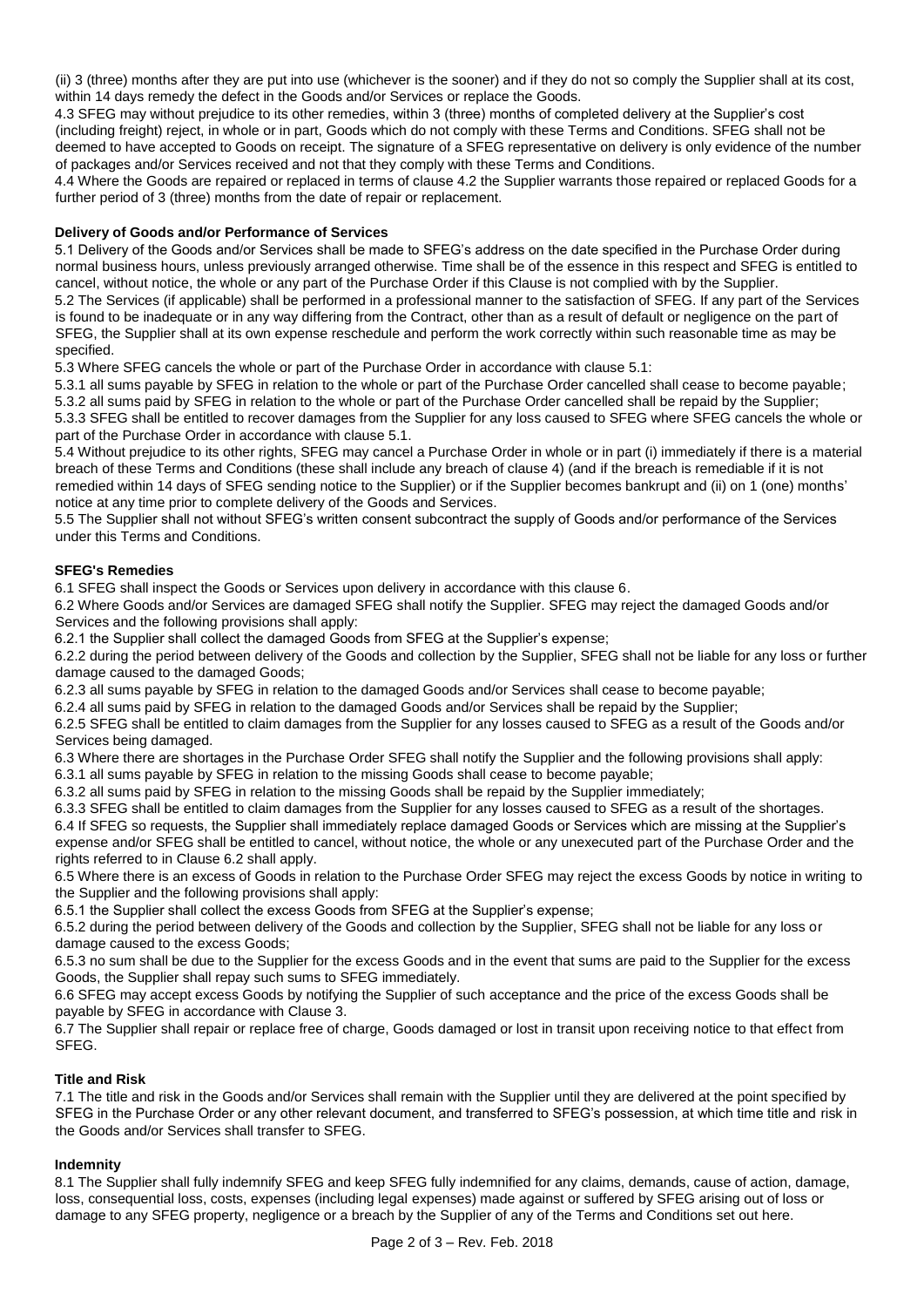(ii) 3 (three) months after they are put into use (whichever is the sooner) and if they do not so comply the Supplier shall at its cost, within 14 days remedy the defect in the Goods and/or Services or replace the Goods.

4.3 SFEG may without prejudice to its other remedies, within 3 (three) months of completed delivery at the Supplier's cost (including freight) reject, in whole or in part, Goods which do not comply with these Terms and Conditions. SFEG shall not be deemed to have accepted to Goods on receipt. The signature of a SFEG representative on delivery is only evidence of the number of packages and/or Services received and not that they comply with these Terms and Conditions.

4.4 Where the Goods are repaired or replaced in terms of clause 4.2 the Supplier warrants those repaired or replaced Goods for a further period of 3 (three) months from the date of repair or replacement.

**Delivery of Goods and/or Performance of Services**

5.1 Delivery of the Goods and/or Services shall be made to SFEG's address on the date specified in the Purchase Order during normal business hours, unless previously arranged otherwise. Time shall be of the essence in this respect and SFEG is entitled to cancel, without notice, the whole or any part of the Purchase Order if this Clause is not complied with by the Supplier.

5.2 The Services (if applicable) shall be performed in a professional manner to the satisfaction of SFEG. If any part of the Services is found to be inadequate or in any way differing from the Contract, other than as a result of default or negligence on the part of SFEG, the Supplier shall at its own expense reschedule and perform the work correctly within such reasonable time as may be specified.

5.3 Where SFEG cancels the whole or part of the Purchase Order in accordance with clause 5.1:

5.3.1 all sums payable by SFEG in relation to the whole or part of the Purchase Order cancelled shall cease to become payable;

5.3.2 all sums paid by SFEG in relation to the whole or part of the Purchase Order cancelled shall be repaid by the Supplier;

5.3.3 SFEG shall be entitled to recover damages from the Supplier for any loss caused to SFEG where SFEG cancels the whole or part of the Purchase Order in accordance with clause 5.1.

5.4 Without prejudice to its other rights, SFEG may cancel a Purchase Order in whole or in part (i) immediately if there is a material breach of these Terms and Conditions (these shall include any breach of clause 4) (and if the breach is remediable if it is not remedied within 14 days of SFEG sending notice to the Supplier) or if the Supplier becomes bankrupt and (ii) on 1 (one) months' notice at any time prior to complete delivery of the Goods and Services.

5.5 The Supplier shall not without SFEG's written consent subcontract the supply of Goods and/or performance of the Services under this Terms and Conditions.

**SFEG's Remedies**

6.1 SFEG shall inspect the Goods or Services upon delivery in accordance with this clause 6.

6.2 Where Goods and/or Services are damaged SFEG shall notify the Supplier. SFEG may reject the damaged Goods and/or Services and the following provisions shall apply:

6.2.1 the Supplier shall collect the damaged Goods from SFEG at the Supplier's expense;

6.2.2 during the period between delivery of the Goods and collection by the Supplier, SFEG shall not be liable for any loss or further damage caused to the damaged Goods;

6.2.3 all sums payable by SFEG in relation to the damaged Goods and/or Services shall cease to become payable;

6.2.4 all sums paid by SFEG in relation to the damaged Goods and/or Services shall be repaid by the Supplier;

6.2.5 SFEG shall be entitled to claim damages from the Supplier for any losses caused to SFEG as a result of the Goods and/or Services being damaged.

6.3 Where there are shortages in the Purchase Order SFEG shall notify the Supplier and the following provisions shall apply:

6.3.1 all sums payable by SFEG in relation to the missing Goods shall cease to become payable;

6.3.2 all sums paid by SFEG in relation to the missing Goods shall be repaid by the Supplier immediately;

6.3.3 SFEG shall be entitled to claim damages from the Supplier for any losses caused to SFEG as a result of the shortages.

6.4 If SFEG so requests, the Supplier shall immediately replace damaged Goods or Services which are missing at the Supplier's expense and/or SFEG shall be entitled to cancel, without notice, the whole or any unexecuted part of the Purchase Order and the rights referred to in Clause 6.2 shall apply.

6.5 Where there is an excess of Goods in relation to the Purchase Order SFEG may reject the excess Goods by notice in writing to the Supplier and the following provisions shall apply:

6.5.1 the Supplier shall collect the excess Goods from SFEG at the Supplier's expense;

6.5.2 during the period between delivery of the Goods and collection by the Supplier, SFEG shall not be liable for any loss or damage caused to the excess Goods;

6.5.3 no sum shall be due to the Supplier for the excess Goods and in the event that sums are paid to the Supplier for the excess Goods, the Supplier shall repay such sums to SFEG immediately.

6.6 SFEG may accept excess Goods by notifying the Supplier of such acceptance and the price of the excess Goods shall be payable by SFEG in accordance with Clause 3.

6.7 The Supplier shall repair or replace free of charge, Goods damaged or lost in transit upon receiving notice to that effect from SFEG.

**Title and Risk**

7.1 The title and risk in the Goods and/or Services shall remain with the Supplier until they are delivered at the point specified by SFEG in the Purchase Order or any other relevant document, and transferred to SFEG's possession, at which time title and risk in the Goods and/or Services shall transfer to SFEG.

**Indemnity**

8.1 The Supplier shall fully indemnify SFEG and keep SFEG fully indemnified for any claims, demands, cause of action, damage, loss, consequential loss, costs, expenses (including legal expenses) made against or suffered by SFEG arising out of loss or damage to any SFEG property, negligence or a breach by the Supplier of any of the Terms and Conditions set out here.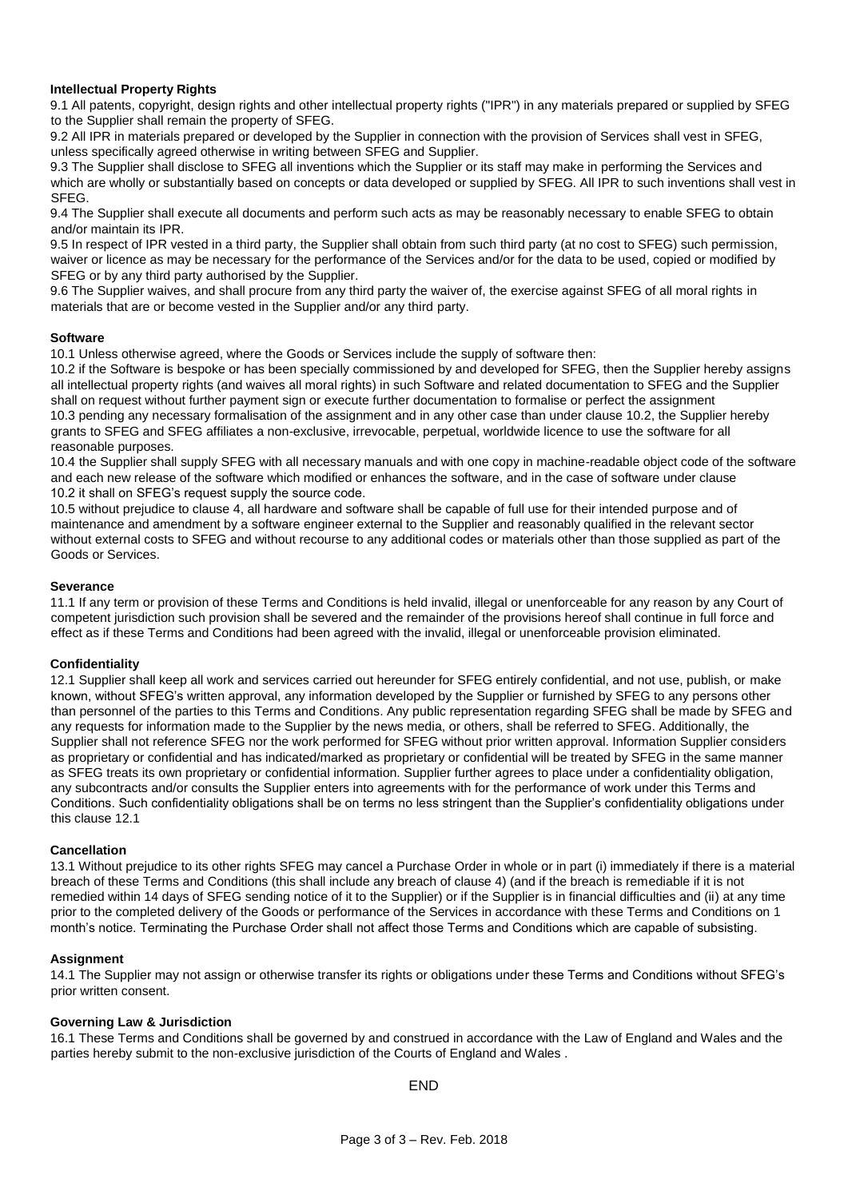**Intellectual Property Rights**

9.1 All patents, copyright, design rights and other intellectual property rights ("IPR") in any materials prepared or supplied by SFEG to the Supplier shall remain the property of SFEG.

9.2 All IPR in materials prepared or developed by the Supplier in connection with the provision of Services shall vest in SFEG, unless specifically agreed otherwise in writing between SFEG and Supplier.

9.3 The Supplier shall disclose to SFEG all inventions which the Supplier or its staff may make in performing the Services and which are wholly or substantially based on concepts or data developed or supplied by SFEG. All IPR to such inventions shall vest in SFEG.

9.4 The Supplier shall execute all documents and perform such acts as may be reasonably necessary to enable SFEG to obtain and/or maintain its IPR.

9.5 In respect of IPR vested in a third party, the Supplier shall obtain from such third party (at no cost to SFEG) such permission, waiver or licence as may be necessary for the performance of the Services and/or for the data to be used, copied or modified by SFEG or by any third party authorised by the Supplier.

9.6 The Supplier waives, and shall procure from any third party the waiver of, the exercise against SFEG of all moral rights in materials that are or become vested in the Supplier and/or any third party.

**Software**

10.1 Unless otherwise agreed, where the Goods or Services include the supply of software then:

10.2 if the Software is bespoke or has been specially commissioned by and developed for SFEG, then the Supplier hereby assigns all intellectual property rights (and waives all moral rights) in such Software and related documentation to SFEG and the Supplier shall on request without further payment sign or execute further documentation to formalise or perfect the assignment

10.3 pending any necessary formalisation of the assignment and in any other case than under clause 10.2, the Supplier hereby grants to SFEG and SFEG affiliates a non-exclusive, irrevocable, perpetual, worldwide licence to use the software for all reasonable purposes.

10.4 the Supplier shall supply SFEG with all necessary manuals and with one copy in machine-readable object code of the software and each new release of the software which modified or enhances the software, and in the case of software under clause 10.2 it shall on SFEG's request supply the source code.

10.5 without prejudice to clause 4, all hardware and software shall be capable of full use for their intended purpose and of maintenance and amendment by a software engineer external to the Supplier and reasonably qualified in the relevant sector without external costs to SFEG and without recourse to any additional codes or materials other than those supplied as part of the Goods or Services.

**Severance**

11.1 If any term or provision of these Terms and Conditions is held invalid, illegal or unenforceable for any reason by any Court of competent jurisdiction such provision shall be severed and the remainder of the provisions hereof shall continue in full force and effect as if these Terms and Conditions had been agreed with the invalid, illegal or unenforceable provision eliminated.

**Confidentiality**

12.1 Supplier shall keep all work and services carried out hereunder for SFEG entirely confidential, and not use, publish, or make known, without SFEG's written approval, any information developed by the Supplier or furnished by SFEG to any persons other than personnel of the parties to this Terms and Conditions. Any public representation regarding SFEG shall be made by SFEG and any requests for information made to the Supplier by the news media, or others, shall be referred to SFEG. Additionally, the Supplier shall not reference SFEG nor the work performed for SFEG without prior written approval. Information Supplier considers as proprietary or confidential and has indicated/marked as proprietary or confidential will be treated by SFEG in the same manner as SFEG treats its own proprietary or confidential information. Supplier further agrees to place under a confidentiality obligation, any subcontracts and/or consults the Supplier enters into agreements with for the performance of work under this Terms and Conditions. Such confidentiality obligations shall be on terms no less stringent than the Supplier's confidentiality obligations under this clause 12.1

**Cancellation**

13.1 Without prejudice to its other rights SFEG may cancel a Purchase Order in whole or in part (i) immediately if there is a material breach of these Terms and Conditions (this shall include any breach of clause 4) (and if the breach is remediable if it is not remedied within 14 days of SFEG sending notice of it to the Supplier) or if the Supplier is in financial difficulties and (ii) at any time prior to the completed delivery of the Goods or performance of the Services in accordance with these Terms and Conditions on 1 month's notice. Terminating the Purchase Order shall not affect those Terms and Conditions which are capable of subsisting.

**Assignment**

14.1 The Supplier may not assign or otherwise transfer its rights or obligations under these Terms and Conditions without SFEG's prior written consent.

**Governing Law & Jurisdiction**

16.1 These Terms and Conditions shall be governed by and construed in accordance with the Law of England and Wales and the parties hereby submit to the non-exclusive jurisdiction of the Courts of England and Wales .

END